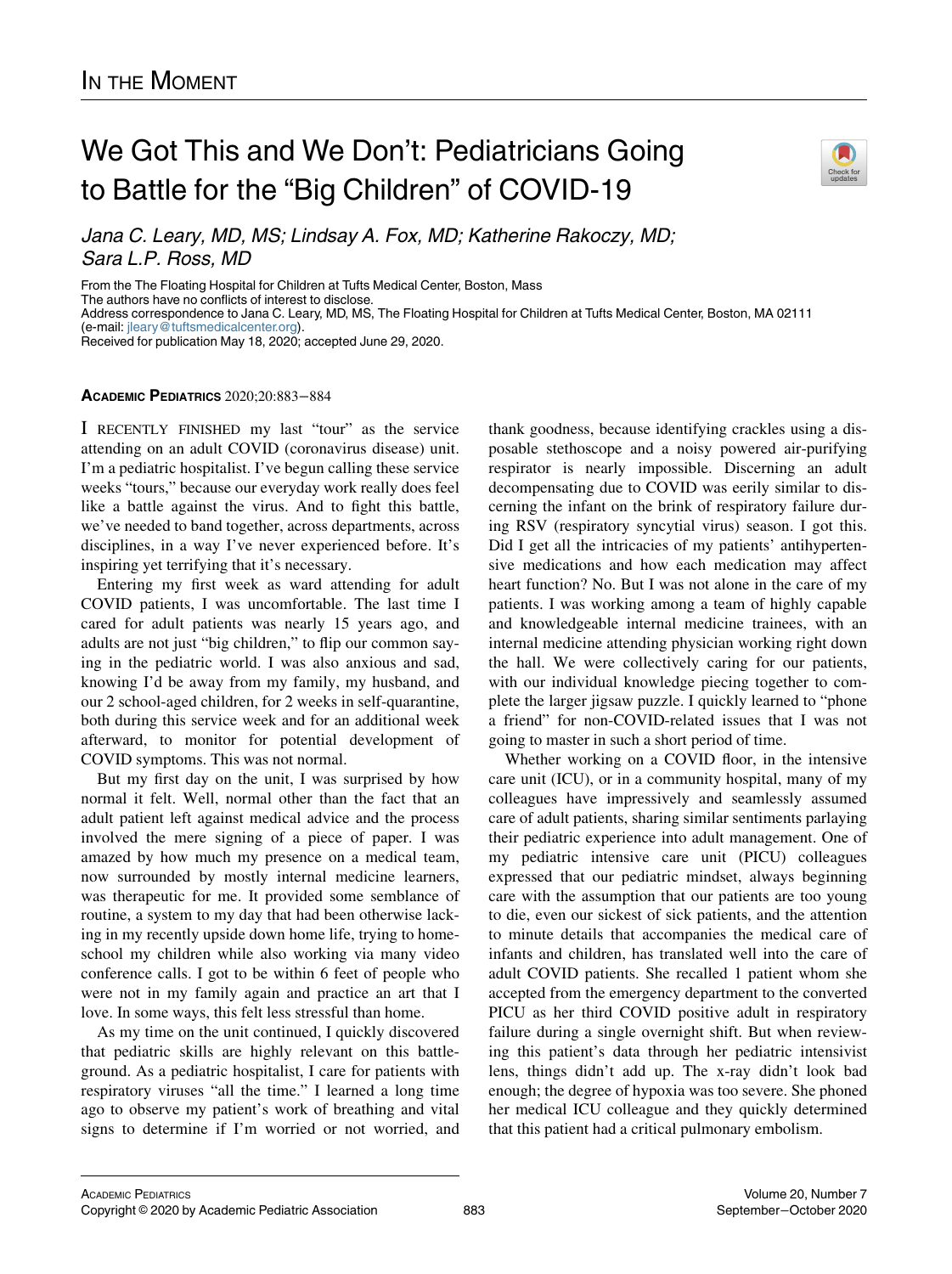In the Moment

# We Got This and We Don't: Pediatricians Going to Battle for the "Big Children" of COVID-19

*Jana C. Leary, MD, MS; Lindsay A. Fox, MD; Katherine Rakoczy, MD; Sara L.P. Ross, MD*

From the The Floating Hospital for Children at Tufts Medical Center, Boston, Mass
The authors have no conflicts of interest to disclose.
Address correspondence to Jana C. Leary, MD, MS, The Floating Hospital for Children at Tufts Medical Center, Boston, MA 02111 (e-mail: jleary@tuftsmedicalcenter.org).
Received for publication May 18, 2020; accepted June 29, 2020.

**Academic Pediatrics** 2020;20:883−884

I recently finished my last "tour" as the service attending on an adult COVID (coronavirus disease) unit. I'm a pediatric hospitalist. I've begun calling these service weeks "tours," because our everyday work really does feel like a battle against the virus. And to fight this battle, we've needed to band together, across departments, across disciplines, in a way I've never experienced before. It's inspiring yet terrifying that it's necessary.

Entering my first week as ward attending for adult COVID patients, I was uncomfortable. The last time I cared for adult patients was nearly 15 years ago, and adults are not just "big children," to flip our common saying in the pediatric world. I was also anxious and sad, knowing I'd be away from my family, my husband, and our 2 school-aged children, for 2 weeks in self-quarantine, both during this service week and for an additional week afterward, to monitor for potential development of COVID symptoms. This was not normal.

But my first day on the unit, I was surprised by how normal it felt. Well, normal other than the fact that an adult patient left against medical advice and the process involved the mere signing of a piece of paper. I was amazed by how much my presence on a medical team, now surrounded by mostly internal medicine learners, was therapeutic for me. It provided some semblance of routine, a system to my day that had been otherwise lacking in my recently upside down home life, trying to homeschool my children while also working via many video conference calls. I got to be within 6 feet of people who were not in my family again and practice an art that I love. In some ways, this felt less stressful than home.

As my time on the unit continued, I quickly discovered that pediatric skills are highly relevant on this battleground. As a pediatric hospitalist, I care for patients with respiratory viruses "all the time." I learned a long time ago to observe my patient's work of breathing and vital signs to determine if I'm worried or not worried, and thank goodness, because identifying crackles using a disposable stethoscope and a noisy powered air-purifying respirator is nearly impossible. Discerning an adult decompensating due to COVID was eerily similar to discerning the infant on the brink of respiratory failure during RSV (respiratory syncytial virus) season. I got this. Did I get all the intricacies of my patients' antihypertensive medications and how each medication may affect heart function? No. But I was not alone in the care of my patients. I was working among a team of highly capable and knowledgeable internal medicine trainees, with an internal medicine attending physician working right down the hall. We were collectively caring for our patients, with our individual knowledge piecing together to complete the larger jigsaw puzzle. I quickly learned to "phone a friend" for non-COVID-related issues that I was not going to master in such a short period of time.

Whether working on a COVID floor, in the intensive care unit (ICU), or in a community hospital, many of my colleagues have impressively and seamlessly assumed care of adult patients, sharing similar sentiments parlaying their pediatric experience into adult management. One of my pediatric intensive care unit (PICU) colleagues expressed that our pediatric mindset, always beginning care with the assumption that our patients are too young to die, even our sickest of sick patients, and the attention to minute details that accompanies the medical care of infants and children, has translated well into the care of adult COVID patients. She recalled 1 patient whom she accepted from the emergency department to the converted PICU as her third COVID positive adult in respiratory failure during a single overnight shift. But when reviewing this patient's data through her pediatric intensivist lens, things didn't add up. The x-ray didn't look bad enough; the degree of hypoxia was too severe. She phoned her medical ICU colleague and they quickly determined that this patient had a critical pulmonary embolism.

Copyright © 2020 by Academic Pediatric Association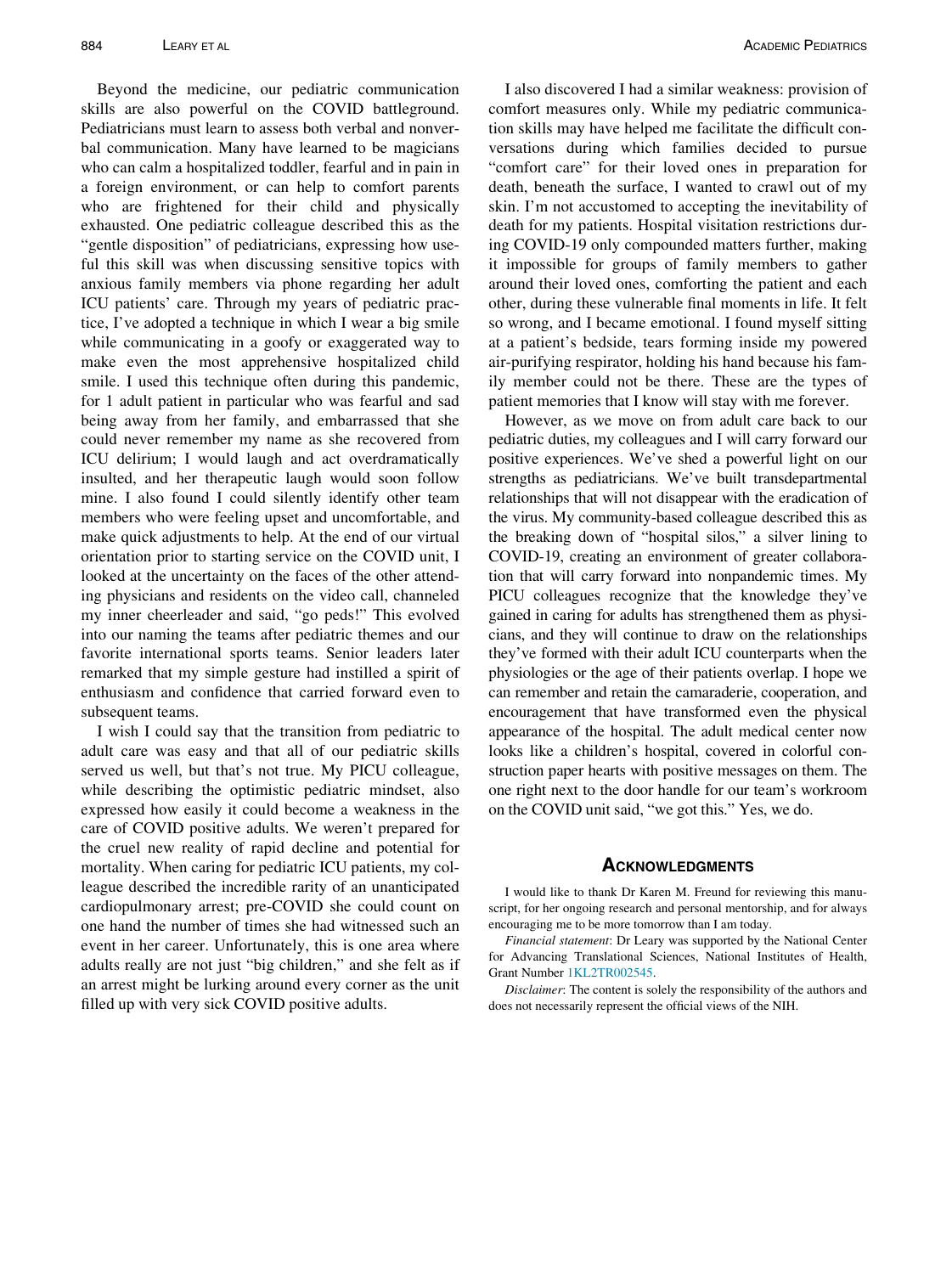Beyond the medicine, our pediatric communication skills are also powerful on the COVID battleground. Pediatricians must learn to assess both verbal and nonverbal communication. Many have learned to be magicians who can calm a hospitalized toddler, fearful and in pain in a foreign environment, or can help to comfort parents who are frightened for their child and physically exhausted. One pediatric colleague described this as the "gentle disposition" of pediatricians, expressing how useful this skill was when discussing sensitive topics with anxious family members via phone regarding her adult ICU patients' care. Through my years of pediatric practice, I've adopted a technique in which I wear a big smile while communicating in a goofy or exaggerated way to make even the most apprehensive hospitalized child smile. I used this technique often during this pandemic, for 1 adult patient in particular who was fearful and sad being away from her family, and embarrassed that she could never remember my name as she recovered from ICU delirium; I would laugh and act overdramatically insulted, and her therapeutic laugh would soon follow mine. I also found I could silently identify other team members who were feeling upset and uncomfortable, and make quick adjustments to help. At the end of our virtual orientation prior to starting service on the COVID unit, I looked at the uncertainty on the faces of the other attending physicians and residents on the video call, channeled my inner cheerleader and said, "go peds!" This evolved into our naming the teams after pediatric themes and our favorite international sports teams. Senior leaders later remarked that my simple gesture had instilled a spirit of enthusiasm and confidence that carried forward even to subsequent teams.

I wish I could say that the transition from pediatric to adult care was easy and that all of our pediatric skills served us well, but that's not true. My PICU colleague, while describing the optimistic pediatric mindset, also expressed how easily it could become a weakness in the care of COVID positive adults. We weren't prepared for the cruel new reality of rapid decline and potential for mortality. When caring for pediatric ICU patients, my colleague described the incredible rarity of an unanticipated cardiopulmonary arrest; pre-COVID she could count on one hand the number of times she had witnessed such an event in her career. Unfortunately, this is one area where adults really are not just "big children," and she felt as if an arrest might be lurking around every corner as the unit filled up with very sick COVID positive adults.

I also discovered I had a similar weakness: provision of comfort measures only. While my pediatric communication skills may have helped me facilitate the difficult conversations during which families decided to pursue "comfort care" for their loved ones in preparation for death, beneath the surface, I wanted to crawl out of my skin. I'm not accustomed to accepting the inevitability of death for my patients. Hospital visitation restrictions during COVID-19 only compounded matters further, making it impossible for groups of family members to gather around their loved ones, comforting the patient and each other, during these vulnerable final moments in life. It felt so wrong, and I became emotional. I found myself sitting at a patient's bedside, tears forming inside my powered air-purifying respirator, holding his hand because his family member could not be there. These are the types of patient memories that I know will stay with me forever.

However, as we move on from adult care back to our pediatric duties, my colleagues and I will carry forward our positive experiences. We've shed a powerful light on our strengths as pediatricians. We've built transdepartmental relationships that will not disappear with the eradication of the virus. My community-based colleague described this as the breaking down of "hospital silos," a silver lining to COVID-19, creating an environment of greater collaboration that will carry forward into nonpandemic times. My PICU colleagues recognize that the knowledge they've gained in caring for adults has strengthened them as physicians, and they will continue to draw on the relationships they've formed with their adult ICU counterparts when the physiologies or the age of their patients overlap. I hope we can remember and retain the camaraderie, cooperation, and encouragement that have transformed even the physical appearance of the hospital. The adult medical center now looks like a children's hospital, covered in colorful construction paper hearts with positive messages on them. The one right next to the door handle for our team's workroom on the COVID unit said, "we got this." Yes, we do.

## Acknowledgments

I would like to thank Dr Karen M. Freund for reviewing this manuscript, for her ongoing research and personal mentorship, and for always encouraging me to be more tomorrow than I am today.

*Financial statement*: Dr Leary was supported by the National Center for Advancing Translational Sciences, National Institutes of Health, Grant Number 1KL2TR002545.

*Disclaimer*: The content is solely the responsibility of the authors and does not necessarily represent the official views of the NIH.